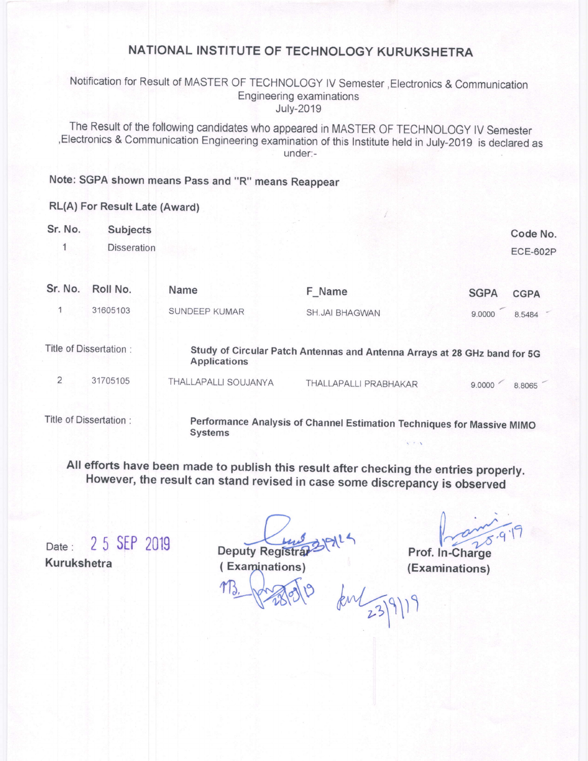# NATIONAL INSTITUTE OF TECHNOLOGY KURUKSHETRA

Notification for Result of MASTER OF TECHNOLOGY IV Semester ,Electronics & Communication Engineering examinations
July-2019

The Result of the following candidates who appeared in MASTER OF TECHNOLOGY IV Semester ,Electronics & Communication Engineering examination of this Institute held in July-2019 is declared as under:-

**Note: SGPA shown means Pass and "R" means Reappear**

**RL(A) For Result Late (Award)**

| Sr. No. | Subjects | Code No. |
|---|---|---|
| 1 | Disseration | ECE-602P |

| Sr. No. | Roll No. | Name | F_Name | SGPA | CGPA |
|---|---|---|---|---|---|
| 1 | 31605103 | SUNDEEP KUMAR | SH.JAI BHAGWAN | 9.0000 | 8.5484 |
| Title of Dissertation : | | **Study of Circular Patch Antennas and Antenna Arrays at 28 GHz band for 5G Applications** | | | |
| 2 | 31705105 | THALLAPALLI SOUJANYA | THALLAPALLI PRABHAKAR | 9.0000 | 8.8065 |
| Title of Dissertation : | | **Performance Analysis of Channel Estimation Techniques for Massive MIMO Systems** | | | |

**All efforts have been made to publish this result after checking the entries properly. However, the result can stand revised in case some discrepancy is observed**

Date : 25 SEP 2019
**Kurukshetra**

**Deputy Registrar**
**( Examinations)**

**Prof. In-Charge**
**(Examinations)**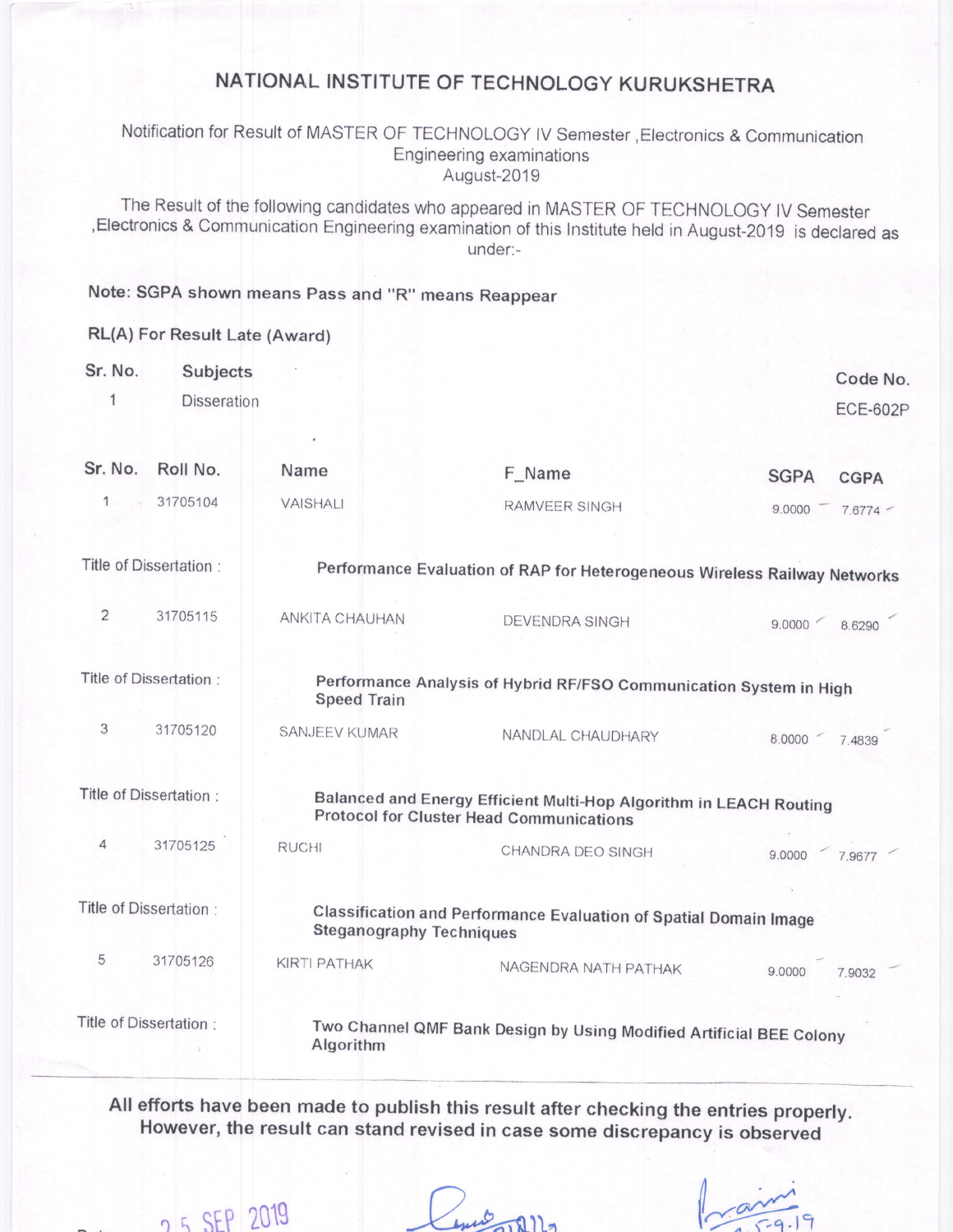# NATIONAL INSTITUTE OF TECHNOLOGY KURUKSHETRA

Notification for Result of MASTER OF TECHNOLOGY IV Semester ,Electronics & Communication Engineering examinations
August-2019

The Result of the following candidates who appeared in MASTER OF TECHNOLOGY IV Semester ,Electronics & Communication Engineering examination of this Institute held in August-2019 is declared as under:-

**Note: SGPA shown means Pass and "R" means Reappear**

**RL(A) For Result Late (Award)**

| Sr. No. | Subjects | Code No. |
|---|---|---|
| 1 | Disseration | ECE-602P |

| Sr. No. | Roll No. | Name | F_Name | SGPA | CGPA |
|---|---|---|---|---|---|
| 1 | 31705104 | VAISHALI | RAMVEER SINGH | 9.0000 | 7.6774 |
| | Title of Dissertation : | **Performance Evaluation of RAP for Heterogeneous Wireless Railway Networks** | | | |
| 2 | 31705115 | ANKITA CHAUHAN | DEVENDRA SINGH | 9.0000 | 8.6290 |
| | Title of Dissertation : | **Performance Analysis of Hybrid RF/FSO Communication System in High Speed Train** | | | |
| 3 | 31705120 | SANJEEV KUMAR | NANDLAL CHAUDHARY | 8.0000 | 7.4839 |
| | Title of Dissertation : | **Balanced and Energy Efficient Multi-Hop Algorithm in LEACH Routing Protocol for Cluster Head Communications** | | | |
| 4 | 31705125 | RUCHI | CHANDRA DEO SINGH | 9.0000 | 7.9677 |
| | Title of Dissertation : | **Classification and Performance Evaluation of Spatial Domain Image Steganography Techniques** | | | |
| 5 | 31705126 | KIRTI PATHAK | NAGENDRA NATH PATHAK | 9.0000 | 7.9032 |
| | Title of Dissertation : | **Two Channel QMF Bank Design by Using Modified Artificial BEE Colony Algorithm** | | | |

**All efforts have been made to publish this result after checking the entries properly. However, the result can stand revised in case some discrepancy is observed**

Dated: 25 SEP 2019